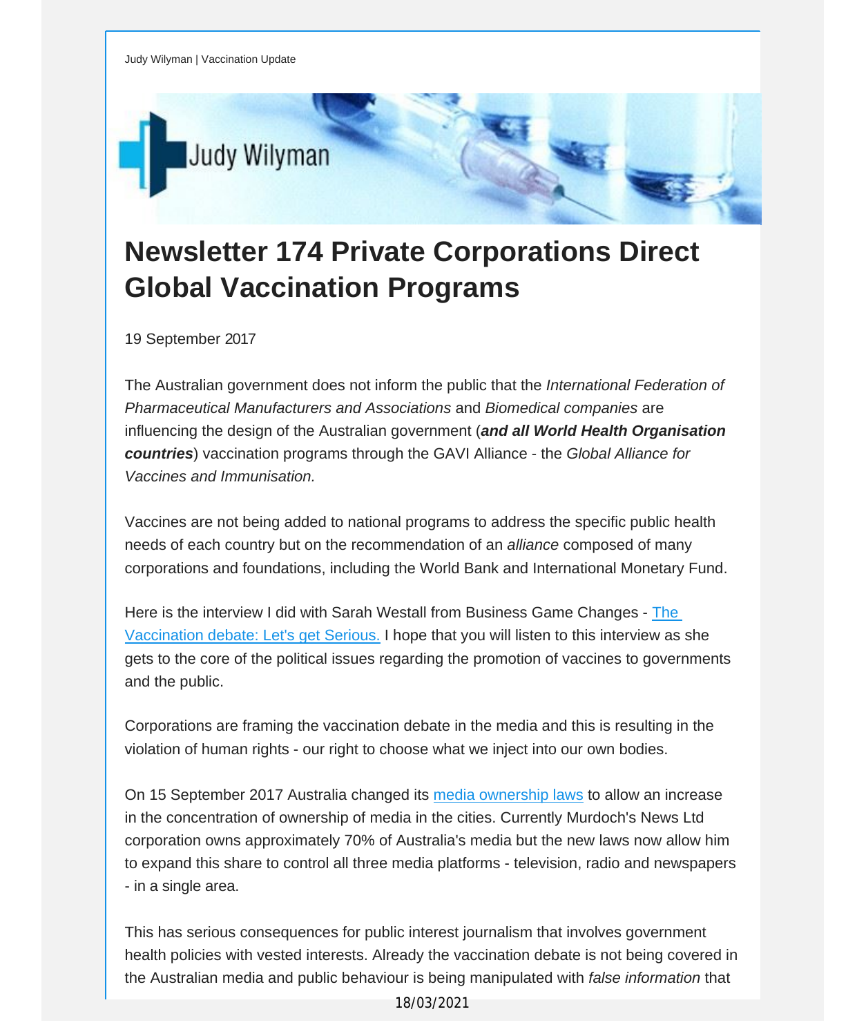Judy Wilyman | Vaccination Update

# Newsletter 174 Private Corporations Direct Global Vaccination Programs

19 September 2017

The Australian government does not inform the public that the *International Federation of Pharmaceutical Manufacturers and Associations* and *Biomedical companies* are influencing the design of the Australian government (***and all World Health Organisation countries***) vaccination programs through the GAVI Alliance - the *Global Alliance for Vaccines and Immunisation.*

Vaccines are not being added to national programs to address the specific public health needs of each country but on the recommendation of an *alliance* composed of many corporations and foundations, including the World Bank and International Monetary Fund.

Here is the interview I did with Sarah Westall from Business Game Changes - [The Vaccination debate: Let's get Serious.]() I hope that you will listen to this interview as she gets to the core of the political issues regarding the promotion of vaccines to governments and the public.

Corporations are framing the vaccination debate in the media and this is resulting in the violation of human rights - our right to choose what we inject into our own bodies.

On 15 September 2017 Australia changed its [media ownership laws]() to allow an increase in the concentration of ownership of media in the cities. Currently Murdoch's News Ltd corporation owns approximately 70% of Australia's media but the new laws now allow him to expand this share to control all three media platforms - television, radio and newspapers - in a single area.

This has serious consequences for public interest journalism that involves government health policies with vested interests. Already the vaccination debate is not being covered in the Australian media and public behaviour is being manipulated with *false information* that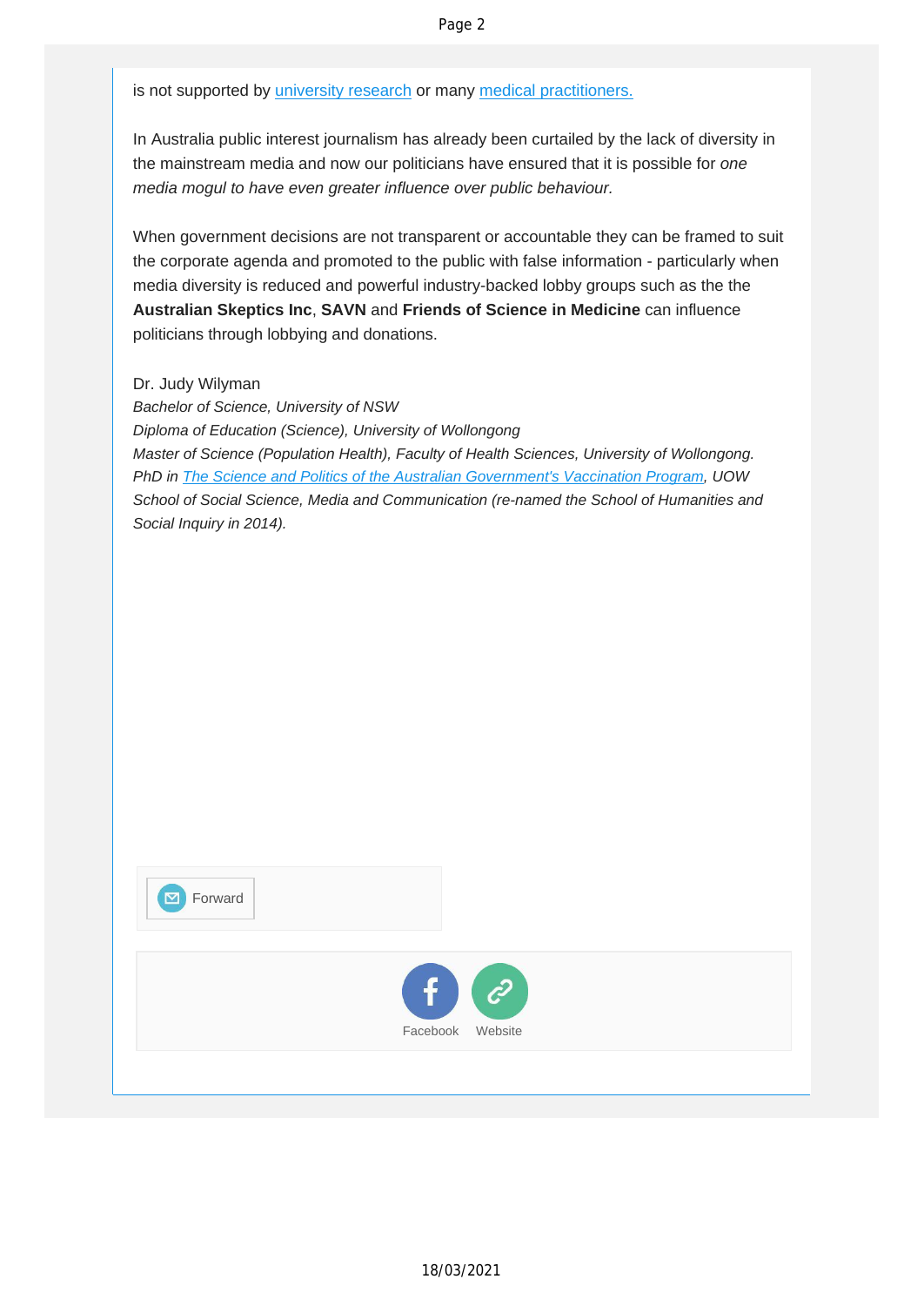is not supported by university research or many medical practitioners.

In Australia public interest journalism has already been curtailed by the lack of diversity in the mainstream media and now our politicians have ensured that it is possible for *one media mogul to have even greater influence over public behaviour.*

When government decisions are not transparent or accountable they can be framed to suit the corporate agenda and promoted to the public with false information - particularly when media diversity is reduced and powerful industry-backed lobby groups such as the the **Australian Skeptics Inc**, **SAVN** and **Friends of Science in Medicine** can influence politicians through lobbying and donations.

Dr. Judy Wilyman
*Bachelor of Science, University of NSW*
*Diploma of Education (Science), University of Wollongong*
*Master of Science (Population Health), Faculty of Health Sciences, University of Wollongong.*
*PhD in The Science and Politics of the Australian Government's Vaccination Program, UOW School of Social Science, Media and Communication (re-named the School of Humanities and Social Inquiry in 2014).*

Forward

Facebook Website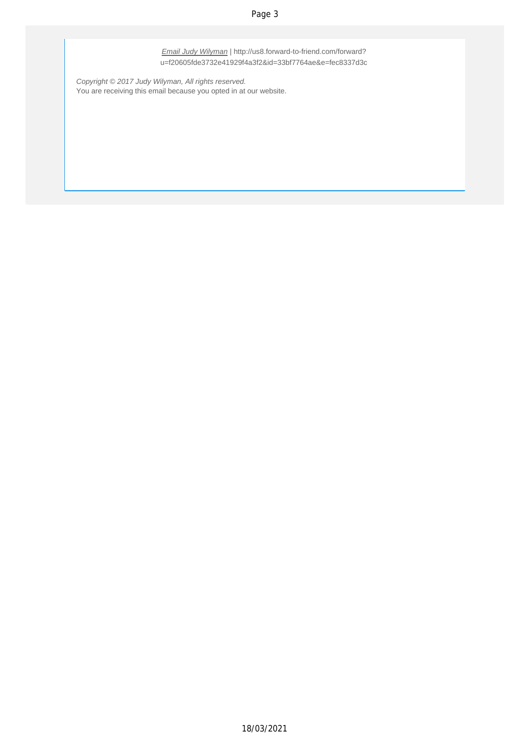*Email Judy Wilyman* | http://us8.forward-to-friend.com/forward?u=f20605fde3732e41929f4a3f2&id=33bf7764ae&e=fec8337d3c

*Copyright © 2017 Judy Wilyman, All rights reserved.*
You are receiving this email because you opted in at our website.